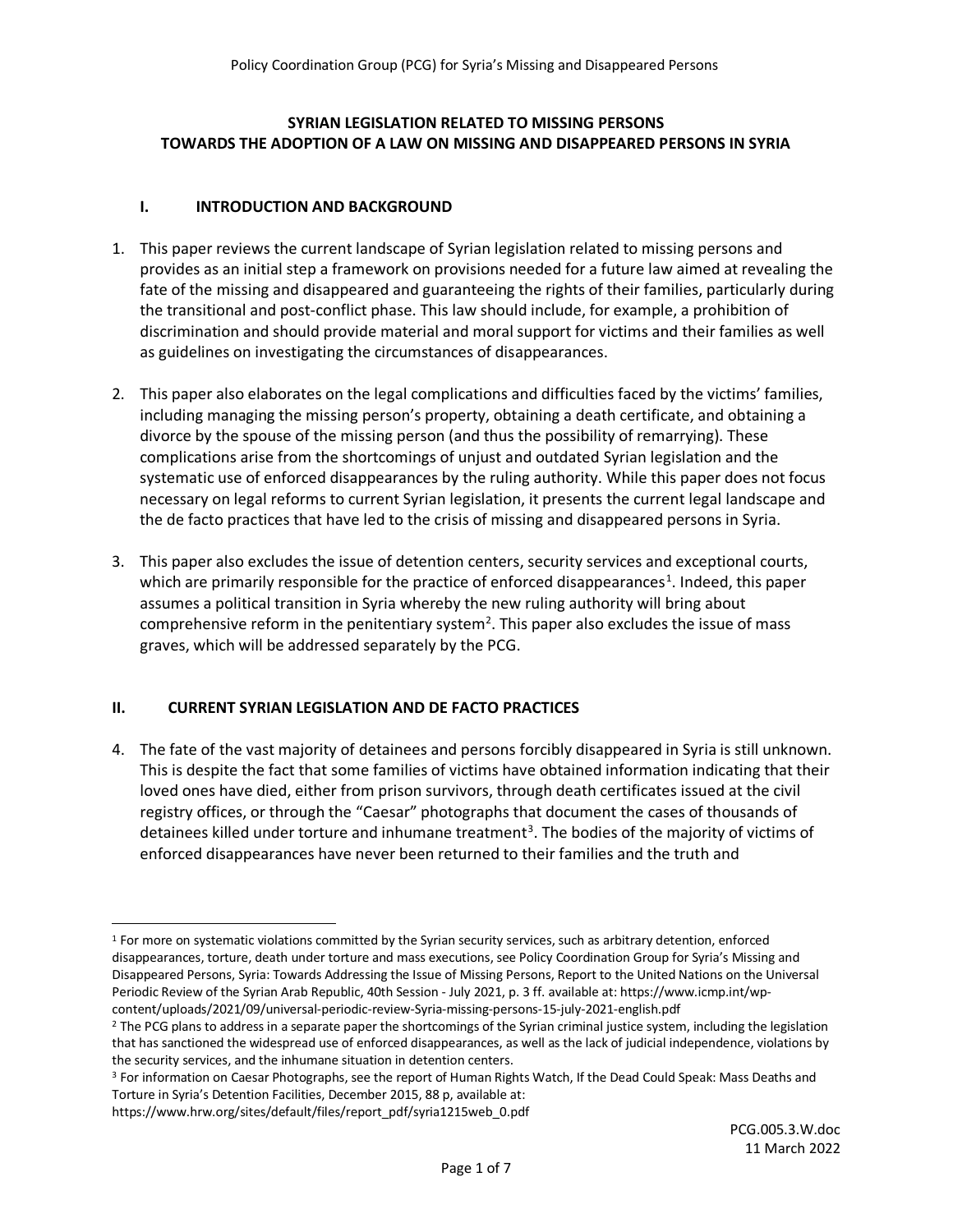**SYRIAN LEGISLATION RELATED TO MISSING PERSONS**
**TOWARDS THE ADOPTION OF A LAW ON MISSING AND DISAPPEARED PERSONS IN SYRIA**

## I. INTRODUCTION AND BACKGROUND

1. This paper reviews the current landscape of Syrian legislation related to missing persons and provides as an initial step a framework on provisions needed for a future law aimed at revealing the fate of the missing and disappeared and guaranteeing the rights of their families, particularly during the transitional and post-conflict phase. This law should include, for example, a prohibition of discrimination and should provide material and moral support for victims and their families as well as guidelines on investigating the circumstances of disappearances.

2. This paper also elaborates on the legal complications and difficulties faced by the victims' families, including managing the missing person's property, obtaining a death certificate, and obtaining a divorce by the spouse of the missing person (and thus the possibility of remarrying). These complications arise from the shortcomings of unjust and outdated Syrian legislation and the systematic use of enforced disappearances by the ruling authority. While this paper does not focus necessary on legal reforms to current Syrian legislation, it presents the current legal landscape and the de facto practices that have led to the crisis of missing and disappeared persons in Syria.

3. This paper also excludes the issue of detention centers, security services and exceptional courts, which are primarily responsible for the practice of enforced disappearances[1]. Indeed, this paper assumes a political transition in Syria whereby the new ruling authority will bring about comprehensive reform in the penitentiary system[2]. This paper also excludes the issue of mass graves, which will be addressed separately by the PCG.

## II. CURRENT SYRIAN LEGISLATION AND DE FACTO PRACTICES

4. The fate of the vast majority of detainees and persons forcibly disappeared in Syria is still unknown. This is despite the fact that some families of victims have obtained information indicating that their loved ones have died, either from prison survivors, through death certificates issued at the civil registry offices, or through the "Caesar" photographs that document the cases of thousands of detainees killed under torture and inhumane treatment[3]. The bodies of the majority of victims of enforced disappearances have never been returned to their families and the truth and

---

[1] For more on systematic violations committed by the Syrian security services, such as arbitrary detention, enforced disappearances, torture, death under torture and mass executions, see Policy Coordination Group for Syria's Missing and Disappeared Persons, Syria: Towards Addressing the Issue of Missing Persons, Report to the United Nations on the Universal Periodic Review of the Syrian Arab Republic, 40th Session - July 2021, p. 3 ff. available at: https://www.icmp.int/wp-content/uploads/2021/09/universal-periodic-review-Syria-missing-persons-15-july-2021-english.pdf

[2] The PCG plans to address in a separate paper the shortcomings of the Syrian criminal justice system, including the legislation that has sanctioned the widespread use of enforced disappearances, as well as the lack of judicial independence, violations by the security services, and the inhumane situation in detention centers.

[3] For information on Caesar Photographs, see the report of Human Rights Watch, If the Dead Could Speak: Mass Deaths and Torture in Syria's Detention Facilities, December 2015, 88 p, available at: https://www.hrw.org/sites/default/files/report_pdf/syria1215web_0.pdf

PCG.005.3.W.doc
11 March 2022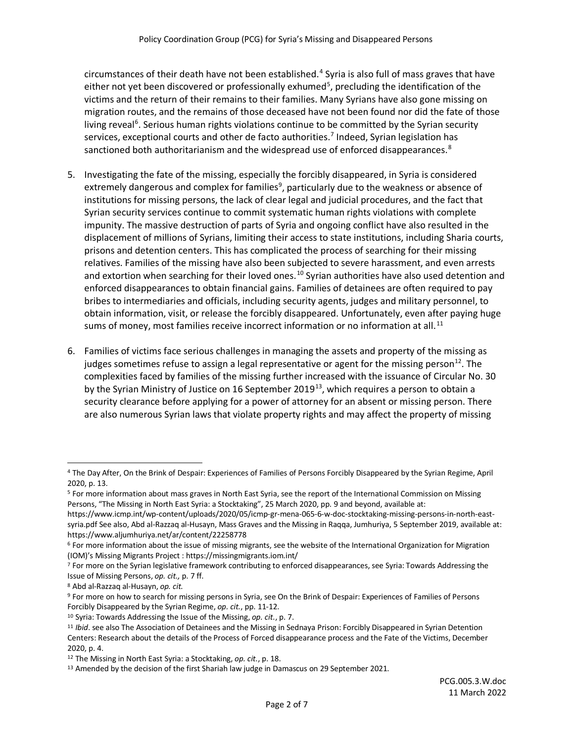circumstances of their death have not been established.[4] Syria is also full of mass graves that have either not yet been discovered or professionally exhumed[5], precluding the identification of the victims and the return of their remains to their families. Many Syrians have also gone missing on migration routes, and the remains of those deceased have not been found nor did the fate of those living reveal[6]. Serious human rights violations continue to be committed by the Syrian security services, exceptional courts and other de facto authorities.[7] Indeed, Syrian legislation has sanctioned both authoritarianism and the widespread use of enforced disappearances.[8]

5. Investigating the fate of the missing, especially the forcibly disappeared, in Syria is considered extremely dangerous and complex for families[9], particularly due to the weakness or absence of institutions for missing persons, the lack of clear legal and judicial procedures, and the fact that Syrian security services continue to commit systematic human rights violations with complete impunity. The massive destruction of parts of Syria and ongoing conflict have also resulted in the displacement of millions of Syrians, limiting their access to state institutions, including Sharia courts, prisons and detention centers. This has complicated the process of searching for their missing relatives. Families of the missing have also been subjected to severe harassment, and even arrests and extortion when searching for their loved ones.[10] Syrian authorities have also used detention and enforced disappearances to obtain financial gains. Families of detainees are often required to pay bribes to intermediaries and officials, including security agents, judges and military personnel, to obtain information, visit, or release the forcibly disappeared. Unfortunately, even after paying huge sums of money, most families receive incorrect information or no information at all.[11]

6. Families of victims face serious challenges in managing the assets and property of the missing as judges sometimes refuse to assign a legal representative or agent for the missing person[12]. The complexities faced by families of the missing further increased with the issuance of Circular No. 30 by the Syrian Ministry of Justice on 16 September 2019[13], which requires a person to obtain a security clearance before applying for a power of attorney for an absent or missing person. There are also numerous Syrian laws that violate property rights and may affect the property of missing

---

[4] The Day After, On the Brink of Despair: Experiences of Families of Persons Forcibly Disappeared by the Syrian Regime, April 2020, p. 13.

[5] For more information about mass graves in North East Syria, see the report of the International Commission on Missing Persons, "The Missing in North East Syria: a Stocktaking", 25 March 2020, pp. 9 and beyond, available at: https://www.icmp.int/wp-content/uploads/2020/05/icmp-gr-mena-065-6-w-doc-stocktaking-missing-persons-in-north-east-syria.pdf See also, Abd al-Razzaq al-Husayn, Mass Graves and the Missing in Raqqa, Jumhuriya, 5 September 2019, available at: https://www.aljumhuriya.net/ar/content/22258778

[6] For more information about the issue of missing migrants, see the website of the International Organization for Migration (IOM)'s Missing Migrants Project : https://missingmigrants.iom.int/

[7] For more on the Syrian legislative framework contributing to enforced disappearances, see Syria: Towards Addressing the Issue of Missing Persons, *op. cit.,* p. 7 ff.

[8] Abd al-Razzaq al-Husayn, *op. cit.*

[9] For more on how to search for missing persons in Syria, see On the Brink of Despair: Experiences of Families of Persons Forcibly Disappeared by the Syrian Regime, *op. cit.*, pp. 11-12.

[10] Syria: Towards Addressing the Issue of the Missing, *op. cit.*, p. 7.

[11] *Ibid*. see also The Association of Detainees and the Missing in Sednaya Prison: Forcibly Disappeared in Syrian Detention Centers: Research about the details of the Process of Forced disappearance process and the Fate of the Victims, December 2020, p. 4.

[12] The Missing in North East Syria: a Stocktaking, *op. cit.*, p. 18.

[13] Amended by the decision of the first Shariah law judge in Damascus on 29 September 2021.

PCG.005.3.W.doc
11 March 2022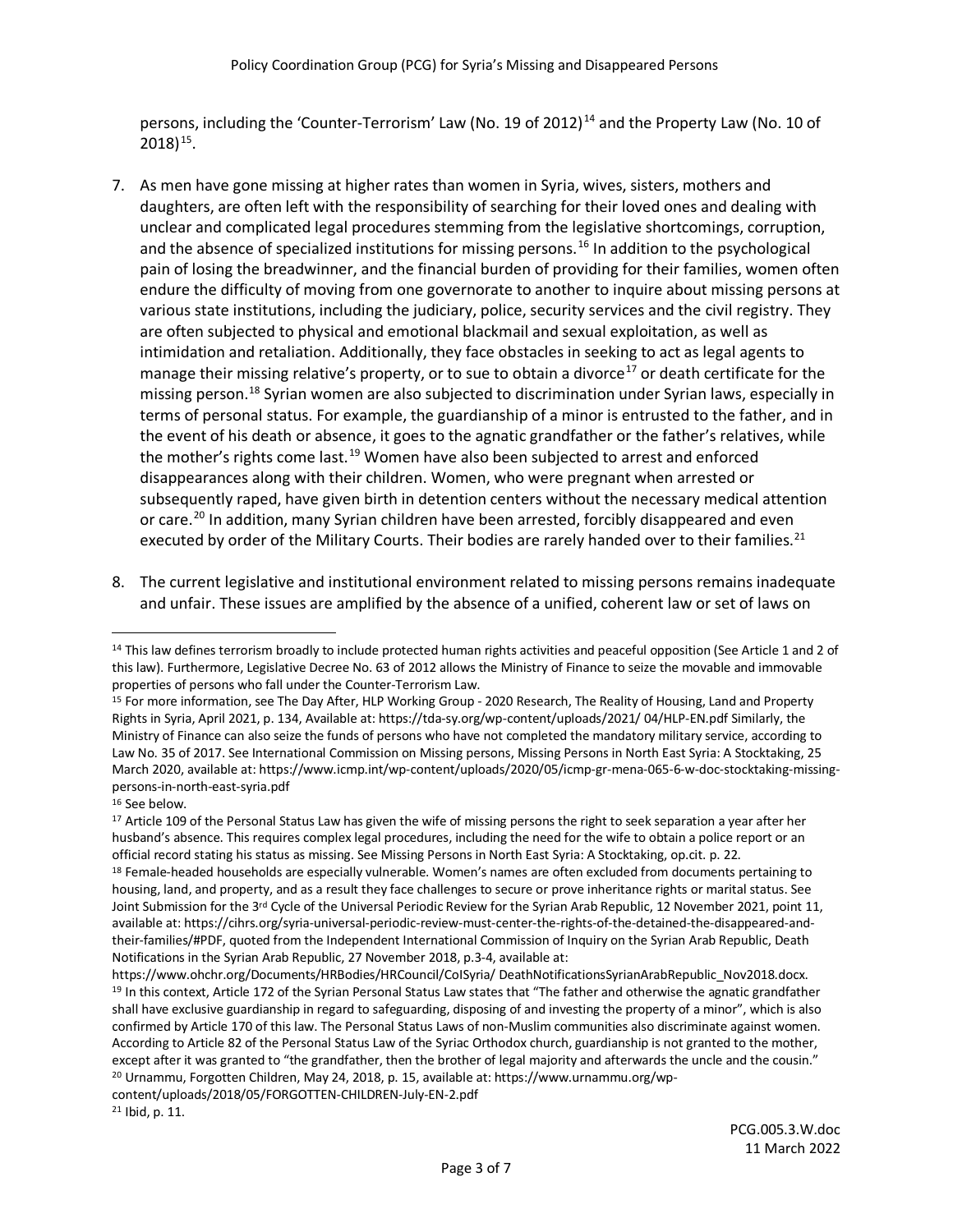persons, including the 'Counter-Terrorism' Law (No. 19 of 2012)[14] and the Property Law (No. 10 of 2018)[15].

7. As men have gone missing at higher rates than women in Syria, wives, sisters, mothers and daughters, are often left with the responsibility of searching for their loved ones and dealing with unclear and complicated legal procedures stemming from the legislative shortcomings, corruption, and the absence of specialized institutions for missing persons.[16] In addition to the psychological pain of losing the breadwinner, and the financial burden of providing for their families, women often endure the difficulty of moving from one governorate to another to inquire about missing persons at various state institutions, including the judiciary, police, security services and the civil registry. They are often subjected to physical and emotional blackmail and sexual exploitation, as well as intimidation and retaliation. Additionally, they face obstacles in seeking to act as legal agents to manage their missing relative's property, or to sue to obtain a divorce[17] or death certificate for the missing person.[18] Syrian women are also subjected to discrimination under Syrian laws, especially in terms of personal status. For example, the guardianship of a minor is entrusted to the father, and in the event of his death or absence, it goes to the agnatic grandfather or the father's relatives, while the mother's rights come last.[19] Women have also been subjected to arrest and enforced disappearances along with their children. Women, who were pregnant when arrested or subsequently raped, have given birth in detention centers without the necessary medical attention or care.[20] In addition, many Syrian children have been arrested, forcibly disappeared and even executed by order of the Military Courts. Their bodies are rarely handed over to their families.[21]

8. The current legislative and institutional environment related to missing persons remains inadequate and unfair. These issues are amplified by the absence of a unified, coherent law or set of laws on

---

[14] This law defines terrorism broadly to include protected human rights activities and peaceful opposition (See Article 1 and 2 of this law). Furthermore, Legislative Decree No. 63 of 2012 allows the Ministry of Finance to seize the movable and immovable properties of persons who fall under the Counter-Terrorism Law.

[15] For more information, see The Day After, HLP Working Group - 2020 Research, The Reality of Housing, Land and Property Rights in Syria, April 2021, p. 134, Available at: https://tda-sy.org/wp-content/uploads/2021/ 04/HLP-EN.pdf Similarly, the Ministry of Finance can also seize the funds of persons who have not completed the mandatory military service, according to Law No. 35 of 2017. See International Commission on Missing persons, Missing Persons in North East Syria: A Stocktaking, 25 March 2020, available at: https://www.icmp.int/wp-content/uploads/2020/05/icmp-gr-mena-065-6-w-doc-stocktaking-missing-persons-in-north-east-syria.pdf

[16] See below.

[17] Article 109 of the Personal Status Law has given the wife of missing persons the right to seek separation a year after her husband's absence. This requires complex legal procedures, including the need for the wife to obtain a police report or an official record stating his status as missing. See Missing Persons in North East Syria: A Stocktaking, op.cit. p. 22.

[18] Female-headed households are especially vulnerable. Women's names are often excluded from documents pertaining to housing, land, and property, and as a result they face challenges to secure or prove inheritance rights or marital status. See Joint Submission for the 3rd Cycle of the Universal Periodic Review for the Syrian Arab Republic, 12 November 2021, point 11, available at: https://cihrs.org/syria-universal-periodic-review-must-center-the-rights-of-the-detained-the-disappeared-and-their-families/#PDF, quoted from the Independent International Commission of Inquiry on the Syrian Arab Republic, Death Notifications in the Syrian Arab Republic, 27 November 2018, p.3-4, available at: https://www.ohchr.org/Documents/HRBodies/HRCouncil/CoISyria/ DeathNotificationsSyrianArabRepublic_Nov2018.docx.

[19] In this context, Article 172 of the Syrian Personal Status Law states that "The father and otherwise the agnatic grandfather shall have exclusive guardianship in regard to safeguarding, disposing of and investing the property of a minor", which is also confirmed by Article 170 of this law. The Personal Status Laws of non-Muslim communities also discriminate against women. According to Article 82 of the Personal Status Law of the Syriac Orthodox church, guardianship is not granted to the mother, except after it was granted to "the grandfather, then the brother of legal majority and afterwards the uncle and the cousin."

[20] Urnammu, Forgotten Children, May 24, 2018, p. 15, available at: https://www.urnammu.org/wp-content/uploads/2018/05/FORGOTTEN-CHILDREN-July-EN-2.pdf

[21] Ibid, p. 11.

PCG.005.3.W.doc
11 March 2022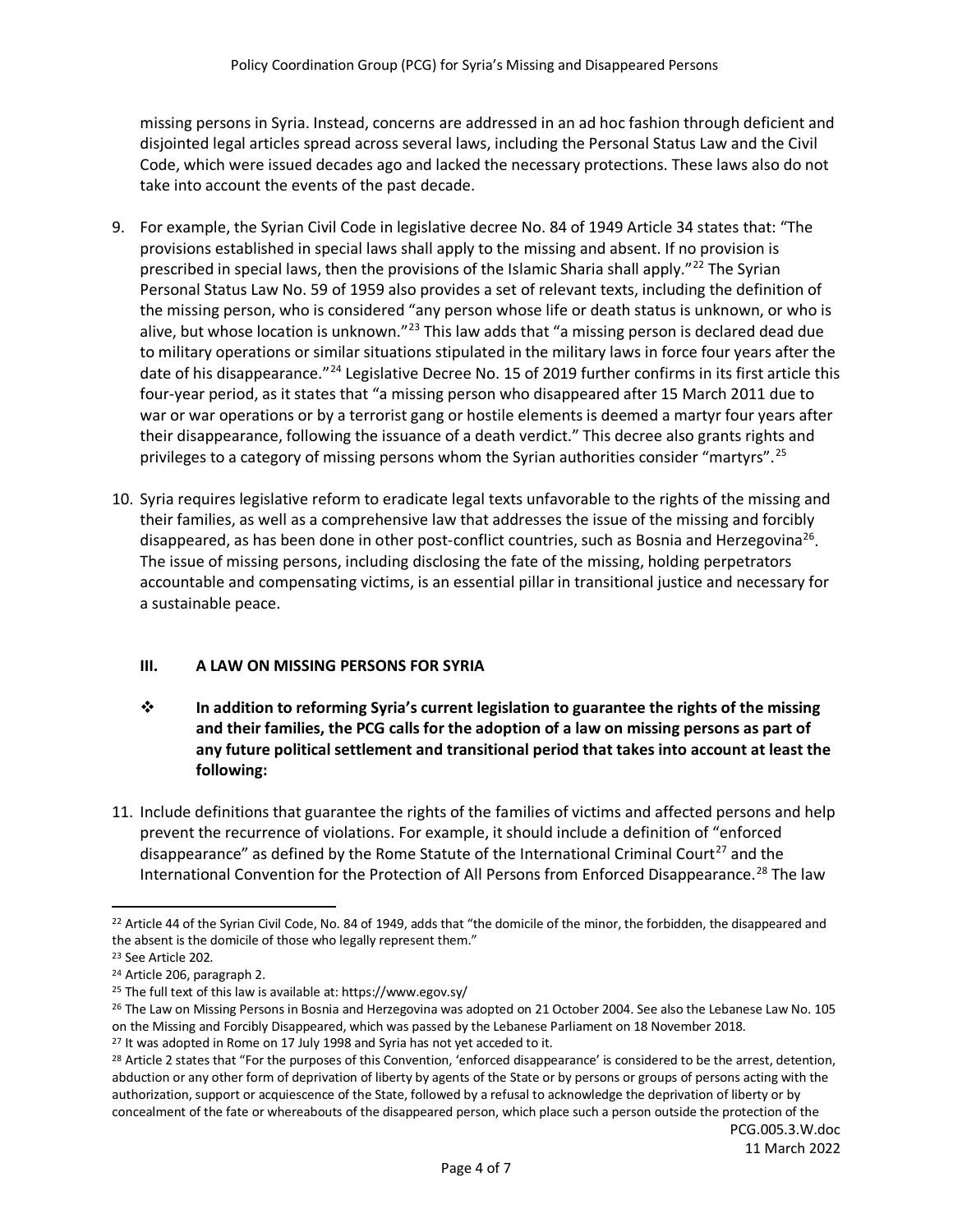missing persons in Syria. Instead, concerns are addressed in an ad hoc fashion through deficient and disjointed legal articles spread across several laws, including the Personal Status Law and the Civil Code, which were issued decades ago and lacked the necessary protections. These laws also do not take into account the events of the past decade.

9. For example, the Syrian Civil Code in legislative decree No. 84 of 1949 Article 34 states that: "The provisions established in special laws shall apply to the missing and absent. If no provision is prescribed in special laws, then the provisions of the Islamic Sharia shall apply."[22] The Syrian Personal Status Law No. 59 of 1959 also provides a set of relevant texts, including the definition of the missing person, who is considered "any person whose life or death status is unknown, or who is alive, but whose location is unknown."[23] This law adds that "a missing person is declared dead due to military operations or similar situations stipulated in the military laws in force four years after the date of his disappearance."[24] Legislative Decree No. 15 of 2019 further confirms in its first article this four-year period, as it states that "a missing person who disappeared after 15 March 2011 due to war or war operations or by a terrorist gang or hostile elements is deemed a martyr four years after their disappearance, following the issuance of a death verdict." This decree also grants rights and privileges to a category of missing persons whom the Syrian authorities consider "martyrs".[25]

10. Syria requires legislative reform to eradicate legal texts unfavorable to the rights of the missing and their families, as well as a comprehensive law that addresses the issue of the missing and forcibly disappeared, as has been done in other post-conflict countries, such as Bosnia and Herzegovina[26]. The issue of missing persons, including disclosing the fate of the missing, holding perpetrators accountable and compensating victims, is an essential pillar in transitional justice and necessary for a sustainable peace.

## III. A LAW ON MISSING PERSONS FOR SYRIA

❖ **In addition to reforming Syria's current legislation to guarantee the rights of the missing and their families, the PCG calls for the adoption of a law on missing persons as part of any future political settlement and transitional period that takes into account at least the following:**

11. Include definitions that guarantee the rights of the families of victims and affected persons and help prevent the recurrence of violations. For example, it should include a definition of "enforced disappearance" as defined by the Rome Statute of the International Criminal Court[27] and the International Convention for the Protection of All Persons from Enforced Disappearance.[28] The law

---

[22] Article 44 of the Syrian Civil Code, No. 84 of 1949, adds that "the domicile of the minor, the forbidden, the disappeared and the absent is the domicile of those who legally represent them."

[23] See Article 202.

[24] Article 206, paragraph 2.

[25] The full text of this law is available at: https://www.egov.sy/

[26] The Law on Missing Persons in Bosnia and Herzegovina was adopted on 21 October 2004. See also the Lebanese Law No. 105 on the Missing and Forcibly Disappeared, which was passed by the Lebanese Parliament on 18 November 2018.

[27] It was adopted in Rome on 17 July 1998 and Syria has not yet acceded to it.

[28] Article 2 states that "For the purposes of this Convention, 'enforced disappearance' is considered to be the arrest, detention, abduction or any other form of deprivation of liberty by agents of the State or by persons or groups of persons acting with the authorization, support or acquiescence of the State, followed by a refusal to acknowledge the deprivation of liberty or by concealment of the fate or whereabouts of the disappeared person, which place such a person outside the protection of the

PCG.005.3.W.doc
11 March 2022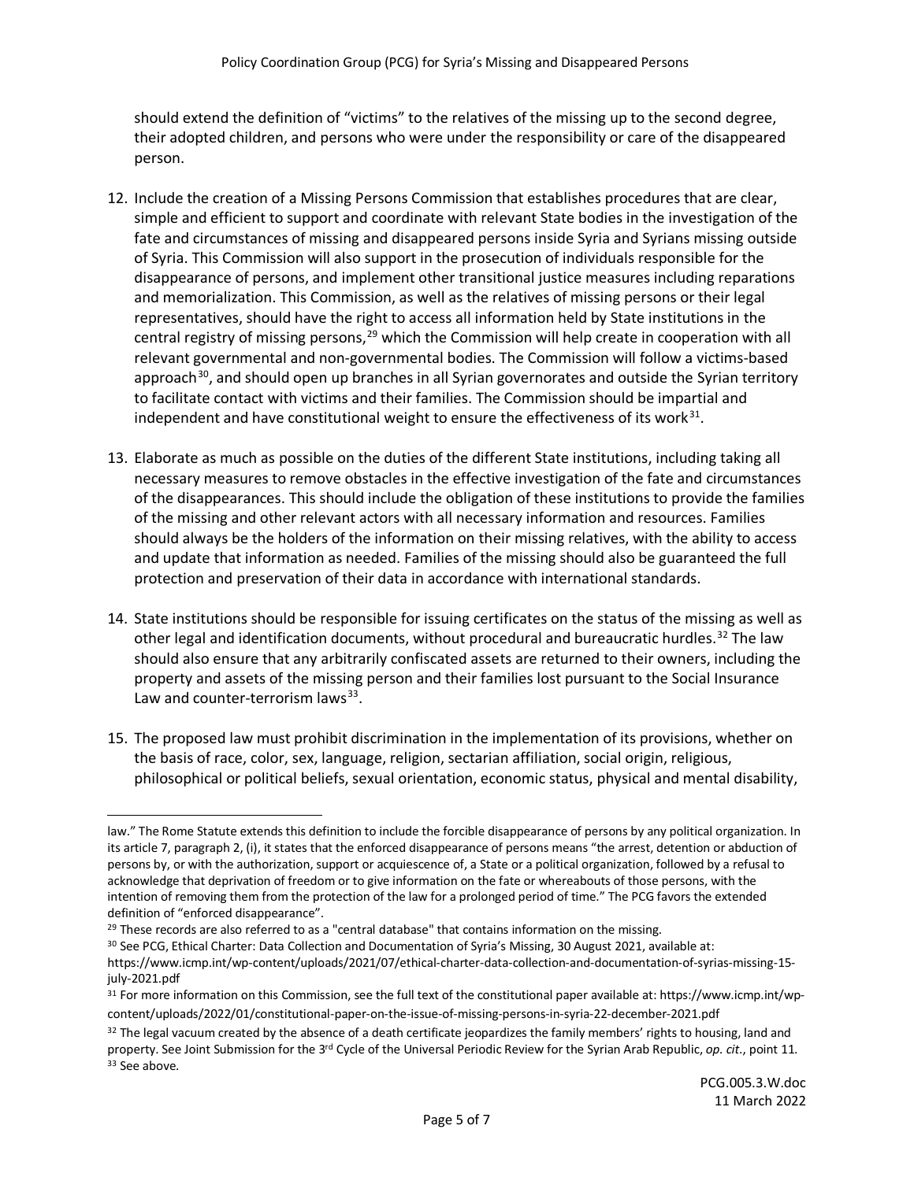should extend the definition of "victims" to the relatives of the missing up to the second degree, their adopted children, and persons who were under the responsibility or care of the disappeared person.

12. Include the creation of a Missing Persons Commission that establishes procedures that are clear, simple and efficient to support and coordinate with relevant State bodies in the investigation of the fate and circumstances of missing and disappeared persons inside Syria and Syrians missing outside of Syria. This Commission will also support in the prosecution of individuals responsible for the disappearance of persons, and implement other transitional justice measures including reparations and memorialization. This Commission, as well as the relatives of missing persons or their legal representatives, should have the right to access all information held by State institutions in the central registry of missing persons,[29] which the Commission will help create in cooperation with all relevant governmental and non-governmental bodies. The Commission will follow a victims-based approach[30], and should open up branches in all Syrian governorates and outside the Syrian territory to facilitate contact with victims and their families. The Commission should be impartial and independent and have constitutional weight to ensure the effectiveness of its work[31].

13. Elaborate as much as possible on the duties of the different State institutions, including taking all necessary measures to remove obstacles in the effective investigation of the fate and circumstances of the disappearances. This should include the obligation of these institutions to provide the families of the missing and other relevant actors with all necessary information and resources. Families should always be the holders of the information on their missing relatives, with the ability to access and update that information as needed. Families of the missing should also be guaranteed the full protection and preservation of their data in accordance with international standards.

14. State institutions should be responsible for issuing certificates on the status of the missing as well as other legal and identification documents, without procedural and bureaucratic hurdles.[32] The law should also ensure that any arbitrarily confiscated assets are returned to their owners, including the property and assets of the missing person and their families lost pursuant to the Social Insurance Law and counter-terrorism laws[33].

15. The proposed law must prohibit discrimination in the implementation of its provisions, whether on the basis of race, color, sex, language, religion, sectarian affiliation, social origin, religious, philosophical or political beliefs, sexual orientation, economic status, physical and mental disability,

---

law." The Rome Statute extends this definition to include the forcible disappearance of persons by any political organization. In its article 7, paragraph 2, (i), it states that the enforced disappearance of persons means "the arrest, detention or abduction of persons by, or with the authorization, support or acquiescence of, a State or a political organization, followed by a refusal to acknowledge that deprivation of freedom or to give information on the fate or whereabouts of those persons, with the intention of removing them from the protection of the law for a prolonged period of time." The PCG favors the extended definition of "enforced disappearance".

[29] These records are also referred to as a "central database" that contains information on the missing.

[30] See PCG, Ethical Charter: Data Collection and Documentation of Syria's Missing, 30 August 2021, available at: https://www.icmp.int/wp-content/uploads/2021/07/ethical-charter-data-collection-and-documentation-of-syrias-missing-15-july-2021.pdf

[31] For more information on this Commission, see the full text of the constitutional paper available at: https://www.icmp.int/wp-content/uploads/2022/01/constitutional-paper-on-the-issue-of-missing-persons-in-syria-22-december-2021.pdf

[32] The legal vacuum created by the absence of a death certificate jeopardizes the family members' rights to housing, land and property. See Joint Submission for the 3rd Cycle of the Universal Periodic Review for the Syrian Arab Republic, *op. cit.*, point 11.

[33] See above.

PCG.005.3.W.doc
11 March 2022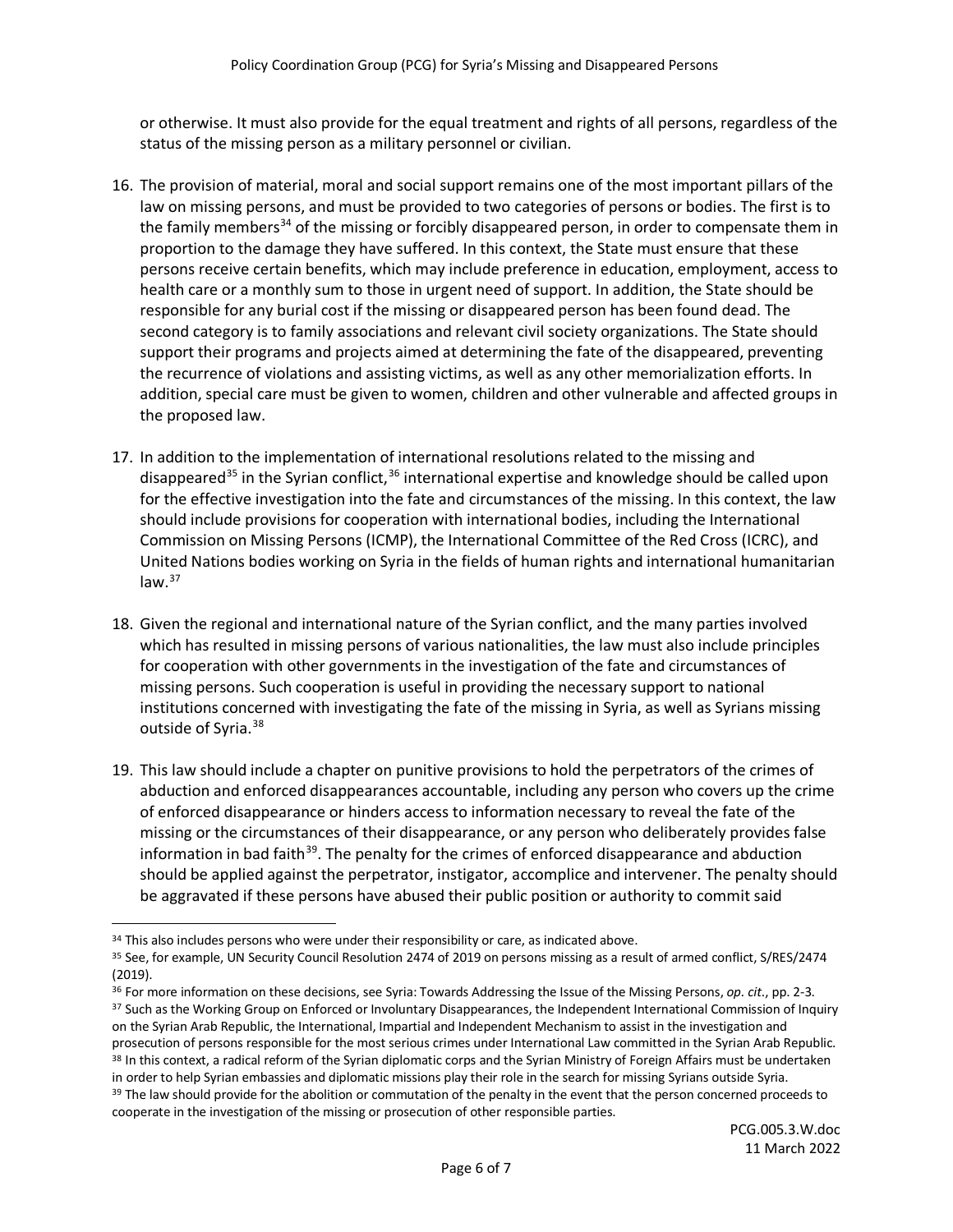or otherwise. It must also provide for the equal treatment and rights of all persons, regardless of the status of the missing person as a military personnel or civilian.

16. The provision of material, moral and social support remains one of the most important pillars of the law on missing persons, and must be provided to two categories of persons or bodies. The first is to the family members[34] of the missing or forcibly disappeared person, in order to compensate them in proportion to the damage they have suffered. In this context, the State must ensure that these persons receive certain benefits, which may include preference in education, employment, access to health care or a monthly sum to those in urgent need of support. In addition, the State should be responsible for any burial cost if the missing or disappeared person has been found dead. The second category is to family associations and relevant civil society organizations. The State should support their programs and projects aimed at determining the fate of the disappeared, preventing the recurrence of violations and assisting victims, as well as any other memorialization efforts. In addition, special care must be given to women, children and other vulnerable and affected groups in the proposed law.

17. In addition to the implementation of international resolutions related to the missing and disappeared[35] in the Syrian conflict,[36] international expertise and knowledge should be called upon for the effective investigation into the fate and circumstances of the missing. In this context, the law should include provisions for cooperation with international bodies, including the International Commission on Missing Persons (ICMP), the International Committee of the Red Cross (ICRC), and United Nations bodies working on Syria in the fields of human rights and international humanitarian law.[37]

18. Given the regional and international nature of the Syrian conflict, and the many parties involved which has resulted in missing persons of various nationalities, the law must also include principles for cooperation with other governments in the investigation of the fate and circumstances of missing persons. Such cooperation is useful in providing the necessary support to national institutions concerned with investigating the fate of the missing in Syria, as well as Syrians missing outside of Syria.[38]

19. This law should include a chapter on punitive provisions to hold the perpetrators of the crimes of abduction and enforced disappearances accountable, including any person who covers up the crime of enforced disappearance or hinders access to information necessary to reveal the fate of the missing or the circumstances of their disappearance, or any person who deliberately provides false information in bad faith[39]. The penalty for the crimes of enforced disappearance and abduction should be applied against the perpetrator, instigator, accomplice and intervener. The penalty should be aggravated if these persons have abused their public position or authority to commit said

---

[34] This also includes persons who were under their responsibility or care, as indicated above.

[35] See, for example, UN Security Council Resolution 2474 of 2019 on persons missing as a result of armed conflict, S/RES/2474 (2019).

[36] For more information on these decisions, see Syria: Towards Addressing the Issue of the Missing Persons, *op. cit*., pp. 2-3.

[37] Such as the Working Group on Enforced or Involuntary Disappearances, the Independent International Commission of Inquiry on the Syrian Arab Republic, the International, Impartial and Independent Mechanism to assist in the investigation and prosecution of persons responsible for the most serious crimes under International Law committed in the Syrian Arab Republic.

[38] In this context, a radical reform of the Syrian diplomatic corps and the Syrian Ministry of Foreign Affairs must be undertaken in order to help Syrian embassies and diplomatic missions play their role in the search for missing Syrians outside Syria.

[39] The law should provide for the abolition or commutation of the penalty in the event that the person concerned proceeds to cooperate in the investigation of the missing or prosecution of other responsible parties.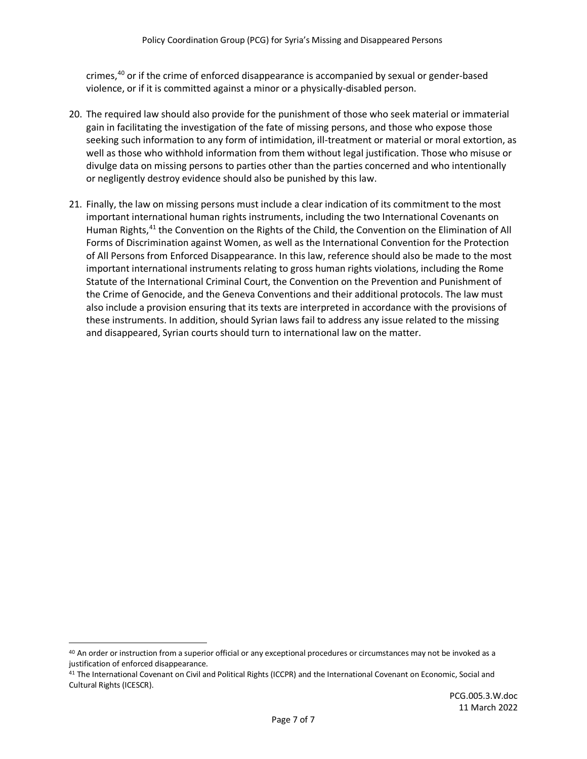crimes,[40] or if the crime of enforced disappearance is accompanied by sexual or gender-based violence, or if it is committed against a minor or a physically-disabled person.

20. The required law should also provide for the punishment of those who seek material or immaterial gain in facilitating the investigation of the fate of missing persons, and those who expose those seeking such information to any form of intimidation, ill-treatment or material or moral extortion, as well as those who withhold information from them without legal justification. Those who misuse or divulge data on missing persons to parties other than the parties concerned and who intentionally or negligently destroy evidence should also be punished by this law.

21. Finally, the law on missing persons must include a clear indication of its commitment to the most important international human rights instruments, including the two International Covenants on Human Rights,[41] the Convention on the Rights of the Child, the Convention on the Elimination of All Forms of Discrimination against Women, as well as the International Convention for the Protection of All Persons from Enforced Disappearance. In this law, reference should also be made to the most important international instruments relating to gross human rights violations, including the Rome Statute of the International Criminal Court, the Convention on the Prevention and Punishment of the Crime of Genocide, and the Geneva Conventions and their additional protocols. The law must also include a provision ensuring that its texts are interpreted in accordance with the provisions of these instruments. In addition, should Syrian laws fail to address any issue related to the missing and disappeared, Syrian courts should turn to international law on the matter.

---

[40] An order or instruction from a superior official or any exceptional procedures or circumstances may not be invoked as a justification of enforced disappearance.

[41] The International Covenant on Civil and Political Rights (ICCPR) and the International Covenant on Economic, Social and Cultural Rights (ICESCR).

PCG.005.3.W.doc
11 March 2022